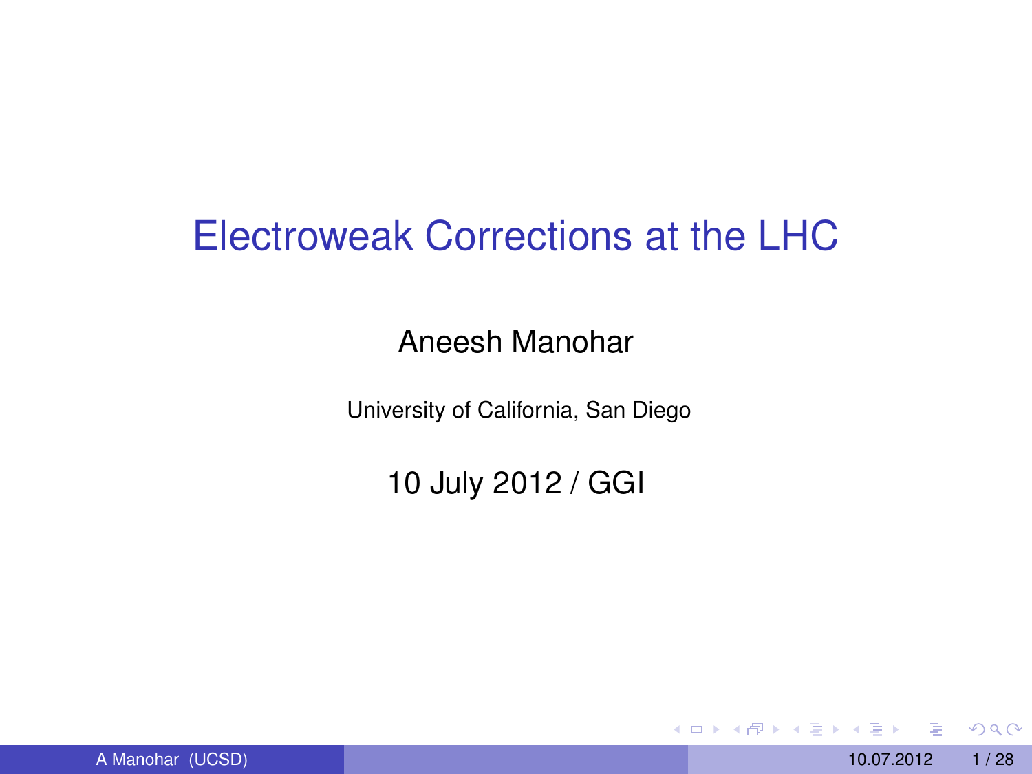# Electroweak Corrections at the LHC

Aneesh Manohar

University of California, San Diego

10 July 2012 / GGI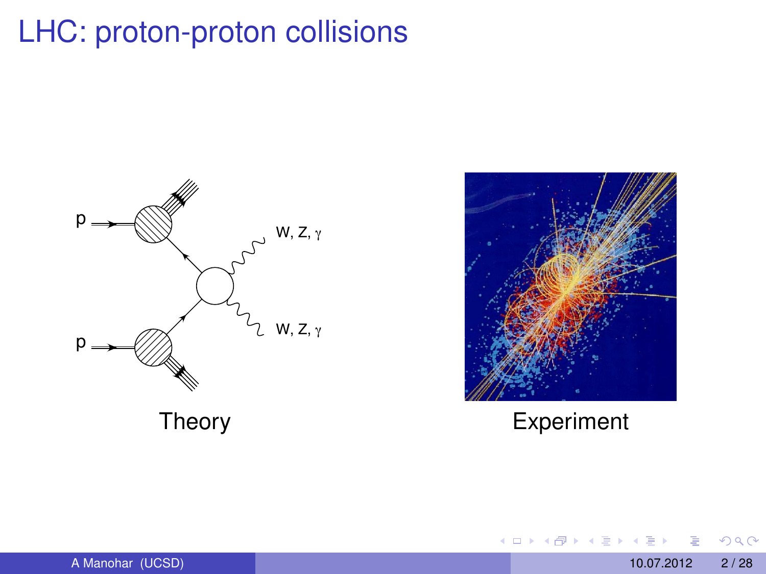# LHC: proton-proton collisions

Theory

Experiment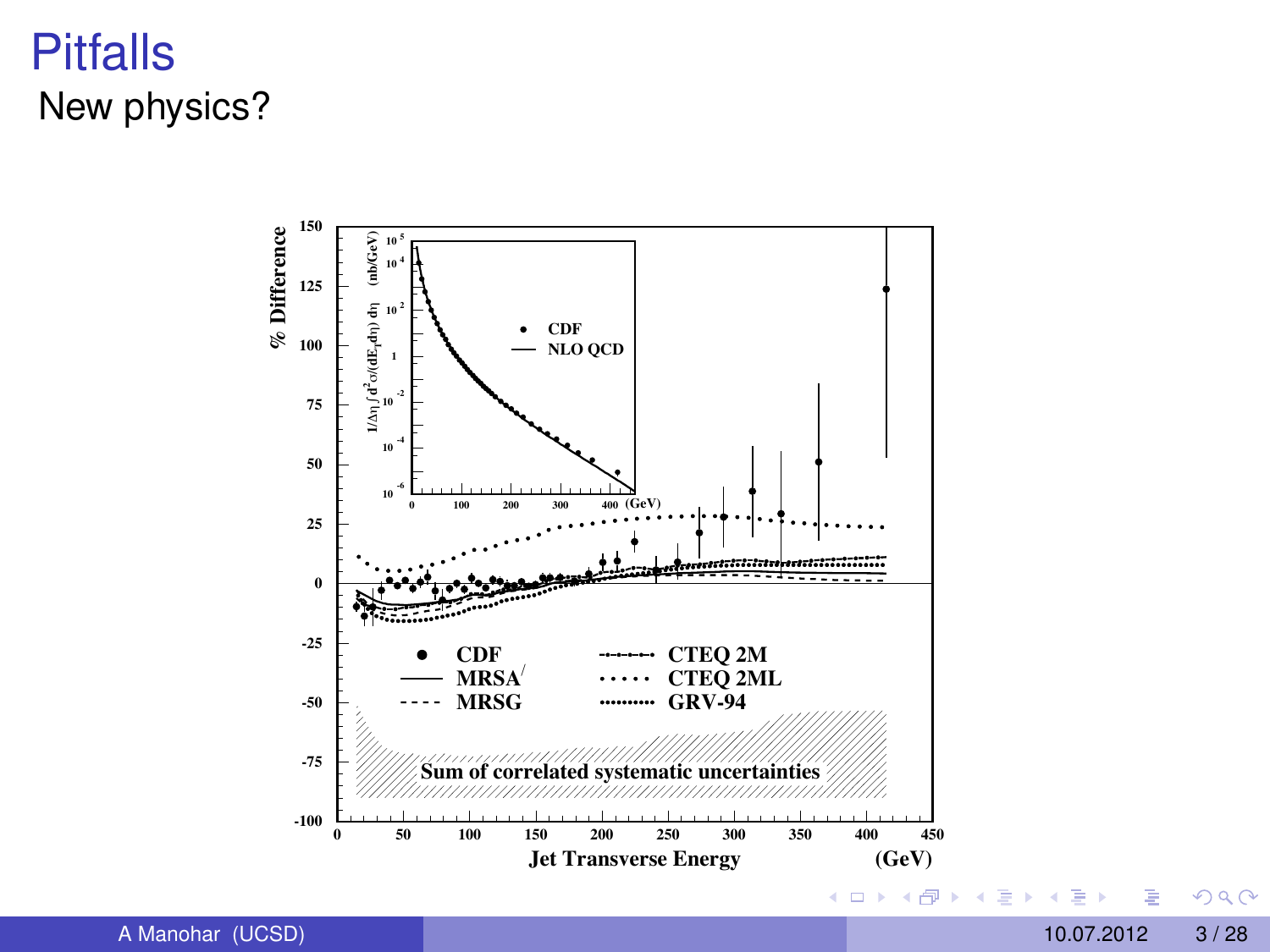# Pitfalls

## New physics?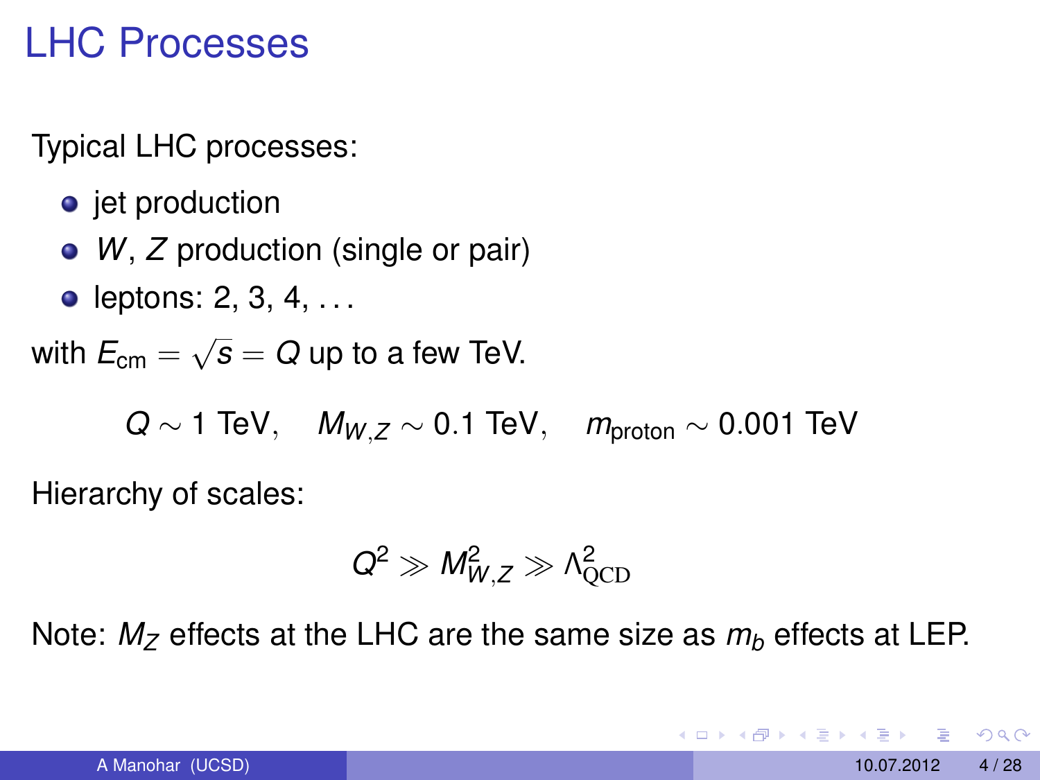# LHC Processes

Typical LHC processes:

- jet production
- $W$, $Z$ production (single or pair)
- leptons: 2, 3, 4, ...

with $E_{\text{cm}} = \sqrt{s} = Q$ up to a few TeV.

$$Q \sim 1 \text{ TeV}, \quad M_{W,Z} \sim 0.1 \text{ TeV}, \quad m_{\text{proton}} \sim 0.001 \text{ TeV}$$

Hierarchy of scales:

$$Q^2 \gg M_{W,Z}^2 \gg \Lambda_{\text{QCD}}^2$$

Note: $M_Z$ effects at the LHC are the same size as $m_b$ effects at LEP.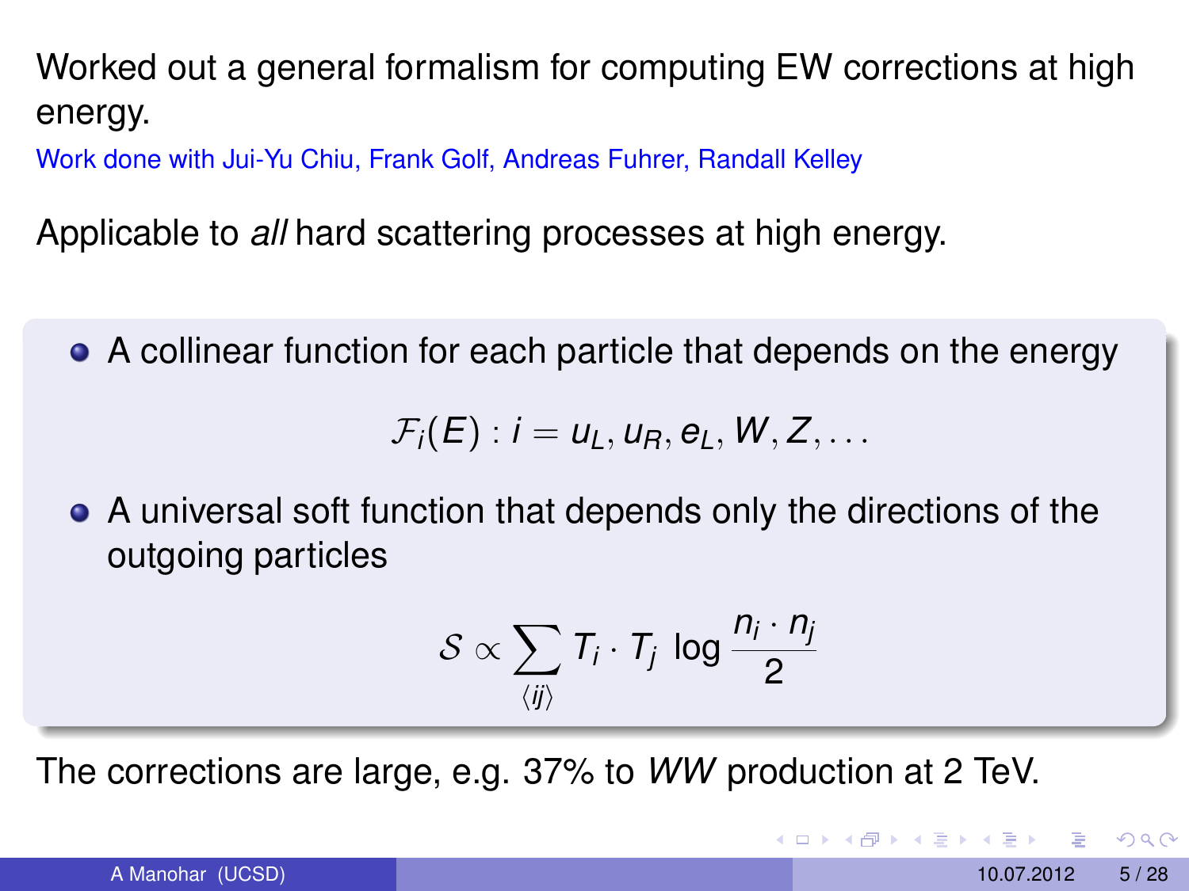Worked out a general formalism for computing EW corrections at high energy.

Work done with Jui-Yu Chiu, Frank Golf, Andreas Fuhrer, Randall Kelley

Applicable to *all* hard scattering processes at high energy.

- A collinear function for each particle that depends on the energy

$$\mathcal{F}_i(E) : i = u_L, u_R, e_L, W, Z, \ldots$$

- A universal soft function that depends only the directions of the outgoing particles

$$\mathcal{S} \propto \sum_{\langle ij \rangle} T_i \cdot T_j \, \log \frac{n_i \cdot n_j}{2}$$

The corrections are large, e.g. 37% to *WW* production at 2 TeV.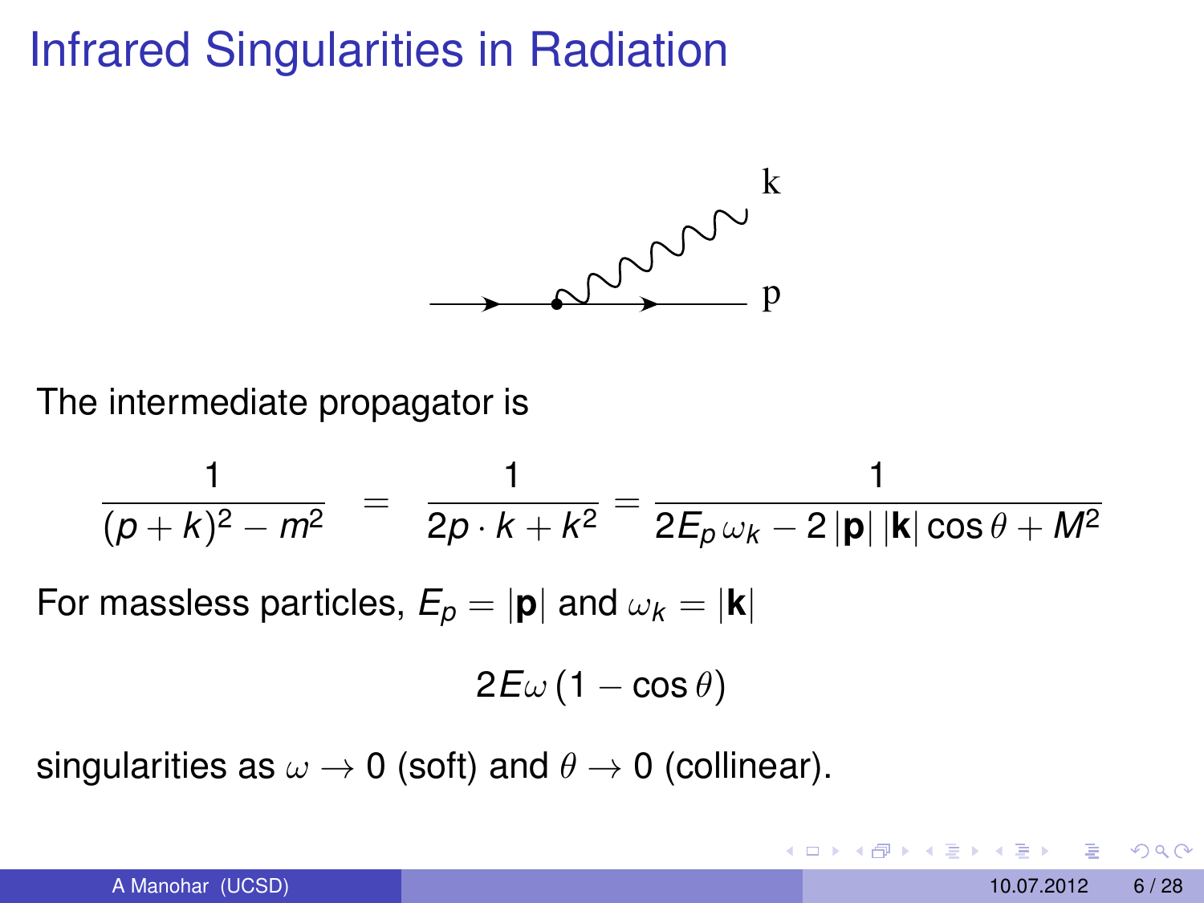# Infrared Singularities in Radiation

The intermediate propagator is

$$\frac{1}{(p+k)^2 - m^2} = \frac{1}{2p \cdot k + k^2} = \frac{1}{2E_p \omega_k - 2\,|\mathbf{p}|\,|\mathbf{k}|\cos\theta + M^2}$$

For massless particles, $E_p = |\mathbf{p}|$ and $\omega_k = |\mathbf{k}|$

$$2E\omega\,(1-\cos\theta)$$

singularities as $\omega \to 0$ (soft) and $\theta \to 0$ (collinear).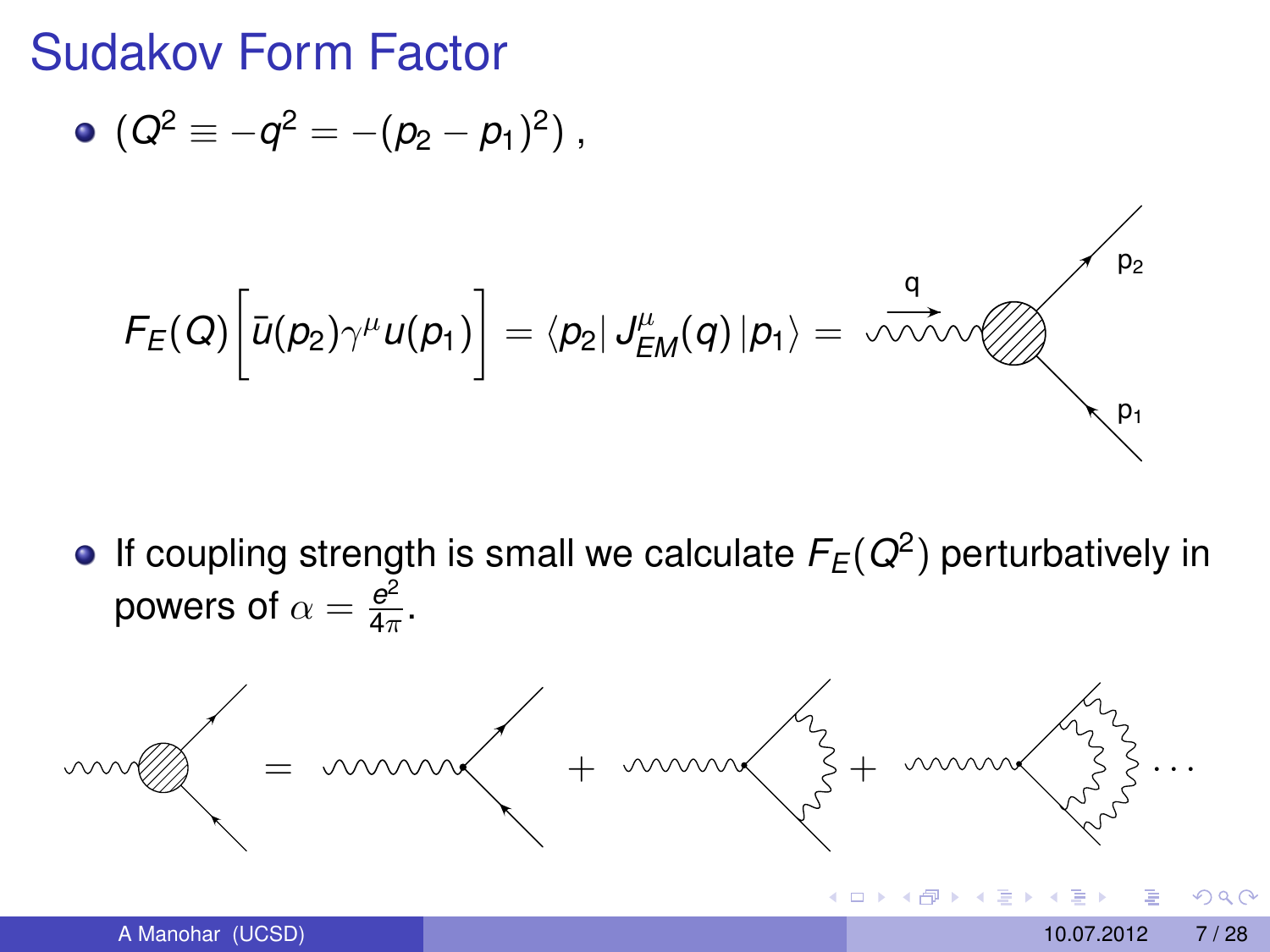# Sudakov Form Factor

- $(Q^2 \equiv -q^2 = -(p_2 - p_1)^2)$ ,

$$F_E(Q)\left[\bar{u}(p_2)\gamma^\mu u(p_1)\right] = \langle p_2 | J^\mu_{EM}(q) | p_1 \rangle =$$

- If coupling strength is small we calculate $F_E(Q^2)$ perturbatively in powers of $\alpha = \frac{e^2}{4\pi}$.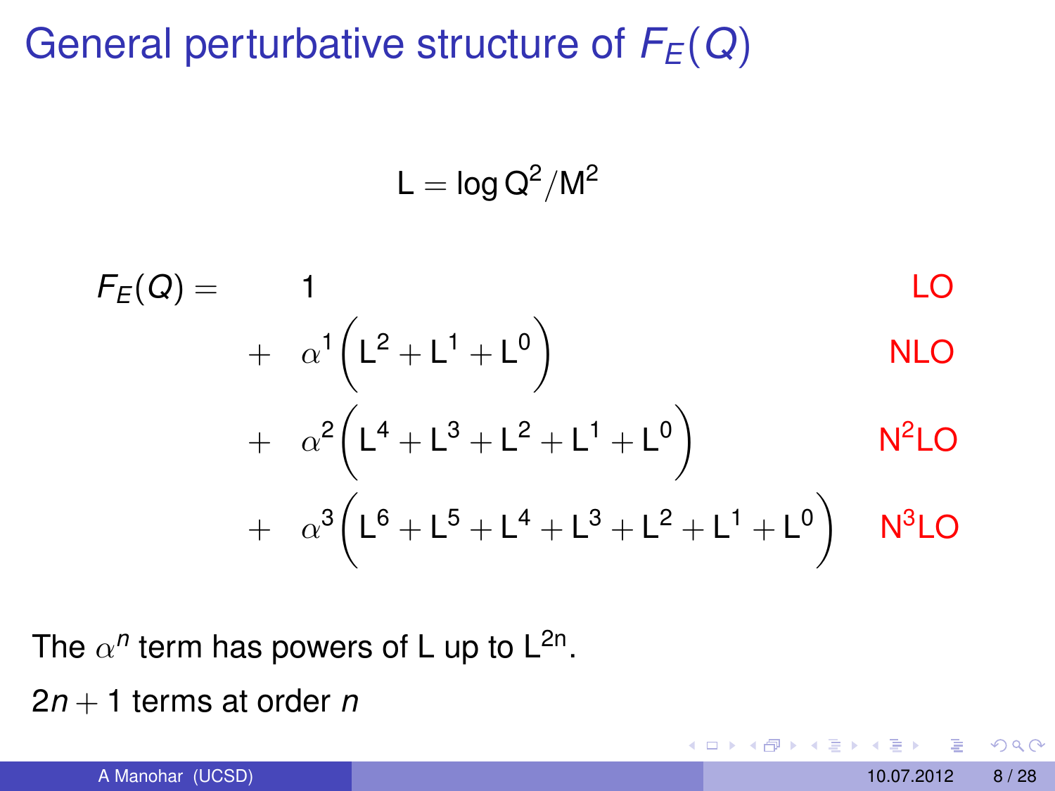# General perturbative structure of $F_E(Q)$

$$\mathsf{L} = \log \mathsf{Q}^2/\mathsf{M}^2$$

$$
\begin{aligned}
F_E(Q) = \quad & 1 && \text{LO} \\
+ \quad & \alpha^1\left(\mathsf{L}^2 + \mathsf{L}^1 + \mathsf{L}^0\right) && \text{NLO} \\
+ \quad & \alpha^2\left(\mathsf{L}^4 + \mathsf{L}^3 + \mathsf{L}^2 + \mathsf{L}^1 + \mathsf{L}^0\right) && \text{N}^2\text{LO} \\
+ \quad & \alpha^3\left(\mathsf{L}^6 + \mathsf{L}^5 + \mathsf{L}^4 + \mathsf{L}^3 + \mathsf{L}^2 + \mathsf{L}^1 + \mathsf{L}^0\right) && \text{N}^3\text{LO}
\end{aligned}
$$

The $\alpha^n$ term has powers of L up to $\mathsf{L}^{2n}$.

$2n + 1$ terms at order $n$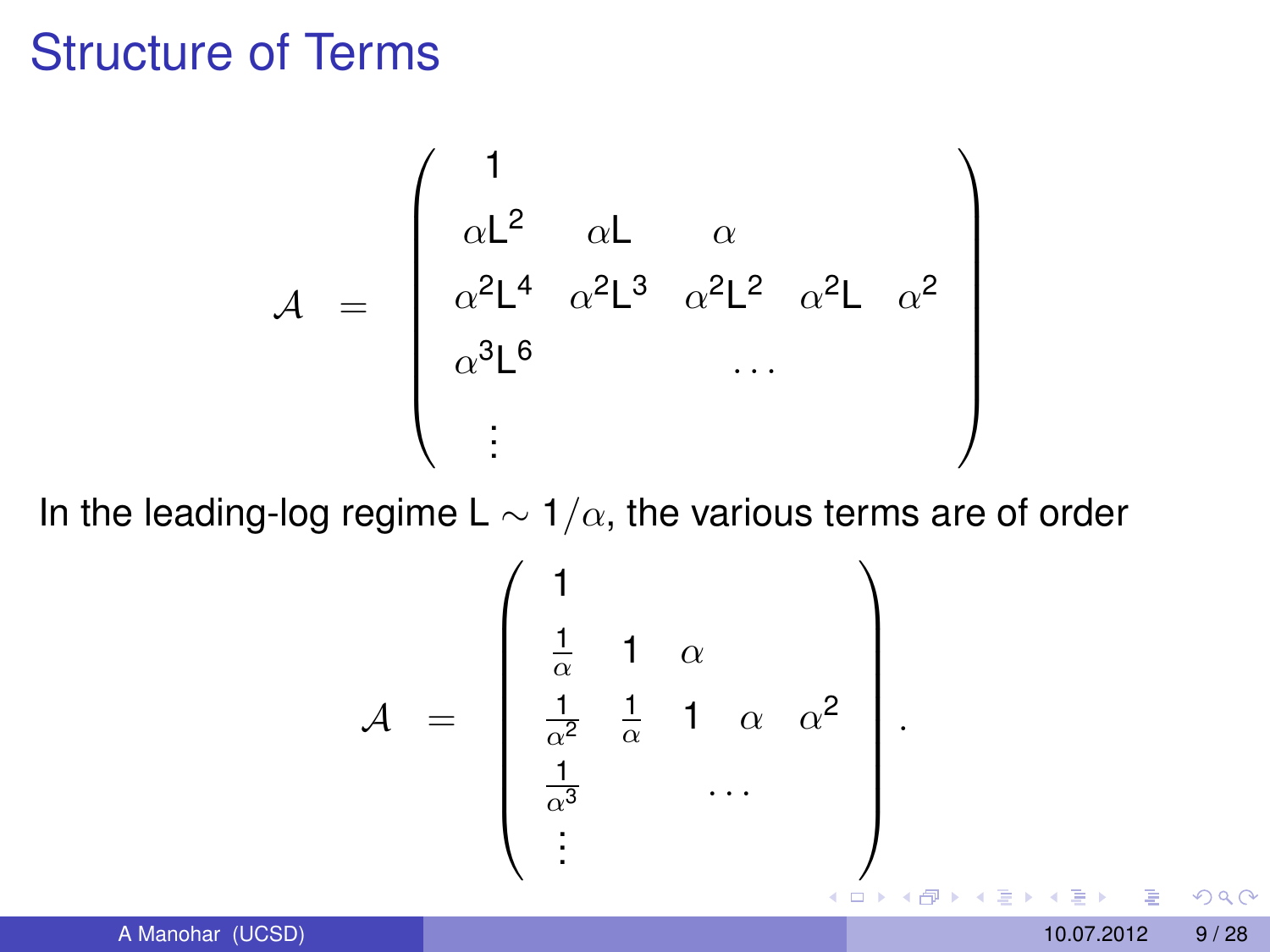# Structure of Terms

$$
\mathcal{A} \;=\; \begin{pmatrix}
1 & & & & \\
\alpha \mathsf{L}^2 & \alpha \mathsf{L} & \alpha & & \\
\alpha^2 \mathsf{L}^4 & \alpha^2 \mathsf{L}^3 & \alpha^2 \mathsf{L}^2 & \alpha^2 \mathsf{L} & \alpha^2 \\
\alpha^3 \mathsf{L}^6 & & \ldots & & \\
\vdots & & & &
\end{pmatrix}
$$

In the leading-log regime $\mathsf{L} \sim 1/\alpha$, the various terms are of order

$$
\mathcal{A} \;=\; \begin{pmatrix}
1 & & & & \\
\frac{1}{\alpha} & 1 & \alpha & & \\
\frac{1}{\alpha^2} & \frac{1}{\alpha} & 1 & \alpha & \alpha^2 \\
\frac{1}{\alpha^3} & & \ldots & & \\
\vdots & & & &
\end{pmatrix}.
$$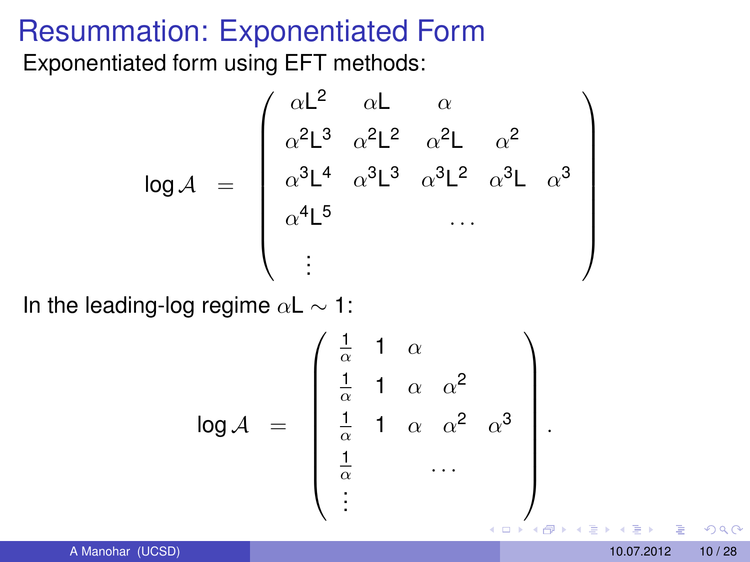# Resummation: Exponentiated Form

Exponentiated form using EFT methods:

$$
\log \mathcal{A} \quad = \quad \begin{pmatrix}
\alpha \mathsf{L}^2 & \alpha \mathsf{L} & \alpha & & \\
\alpha^2 \mathsf{L}^3 & \alpha^2 \mathsf{L}^2 & \alpha^2 \mathsf{L} & \alpha^2 & \\
\alpha^3 \mathsf{L}^4 & \alpha^3 \mathsf{L}^3 & \alpha^3 \mathsf{L}^2 & \alpha^3 \mathsf{L} & \alpha^3 \\
\alpha^4 \mathsf{L}^5 & & \ldots & & \\
\vdots & & & &
\end{pmatrix}
$$

In the leading-log regime $\alpha \mathsf{L} \sim 1$:

$$
\log \mathcal{A} \quad = \quad \begin{pmatrix}
\frac{1}{\alpha} & 1 & \alpha & & \\
\frac{1}{\alpha} & 1 & \alpha & \alpha^2 & \\
\frac{1}{\alpha} & 1 & \alpha & \alpha^2 & \alpha^3 \\
\frac{1}{\alpha} & & \ldots & & \\
\vdots & & & &
\end{pmatrix}.
$$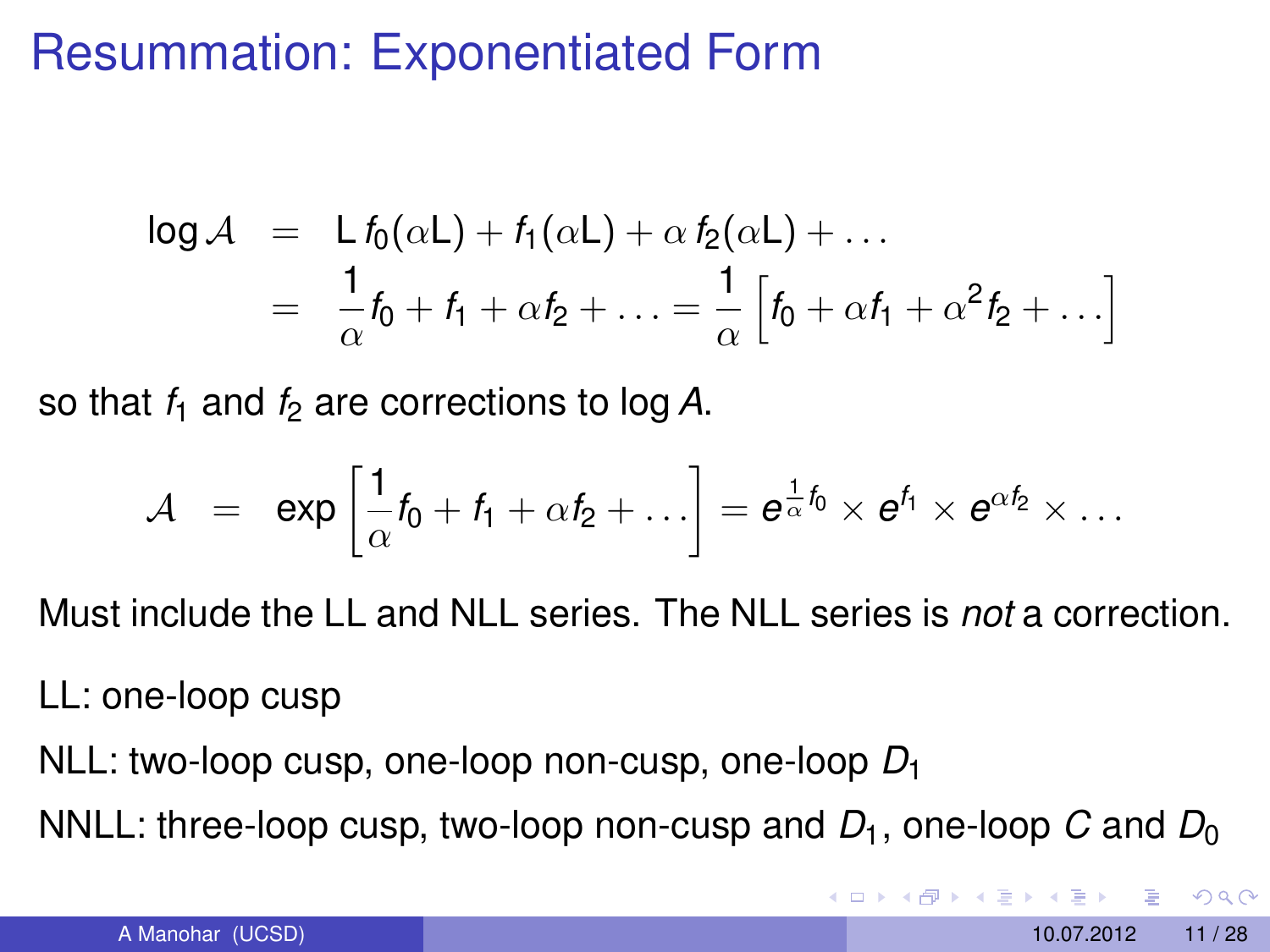# Resummation: Exponentiated Form

$$
\begin{aligned}
\log \mathcal{A} &= \mathsf{L}\, f_0(\alpha \mathsf{L}) + f_1(\alpha \mathsf{L}) + \alpha\, f_2(\alpha \mathsf{L}) + \ldots \\
&= \frac{1}{\alpha} f_0 + f_1 + \alpha f_2 + \ldots = \frac{1}{\alpha}\left[ f_0 + \alpha f_1 + \alpha^2 f_2 + \ldots \right]
\end{aligned}
$$

so that $f_1$ and $f_2$ are corrections to $\log A$.

$$
\mathcal{A} = \exp\left[\frac{1}{\alpha} f_0 + f_1 + \alpha f_2 + \ldots\right] = e^{\frac{1}{\alpha} f_0} \times e^{f_1} \times e^{\alpha f_2} \times \ldots
$$

Must include the LL and NLL series. The NLL series is *not* a correction.

LL: one-loop cusp

NLL: two-loop cusp, one-loop non-cusp, one-loop $D_1$

NNLL: three-loop cusp, two-loop non-cusp and $D_1$, one-loop $C$ and $D_0$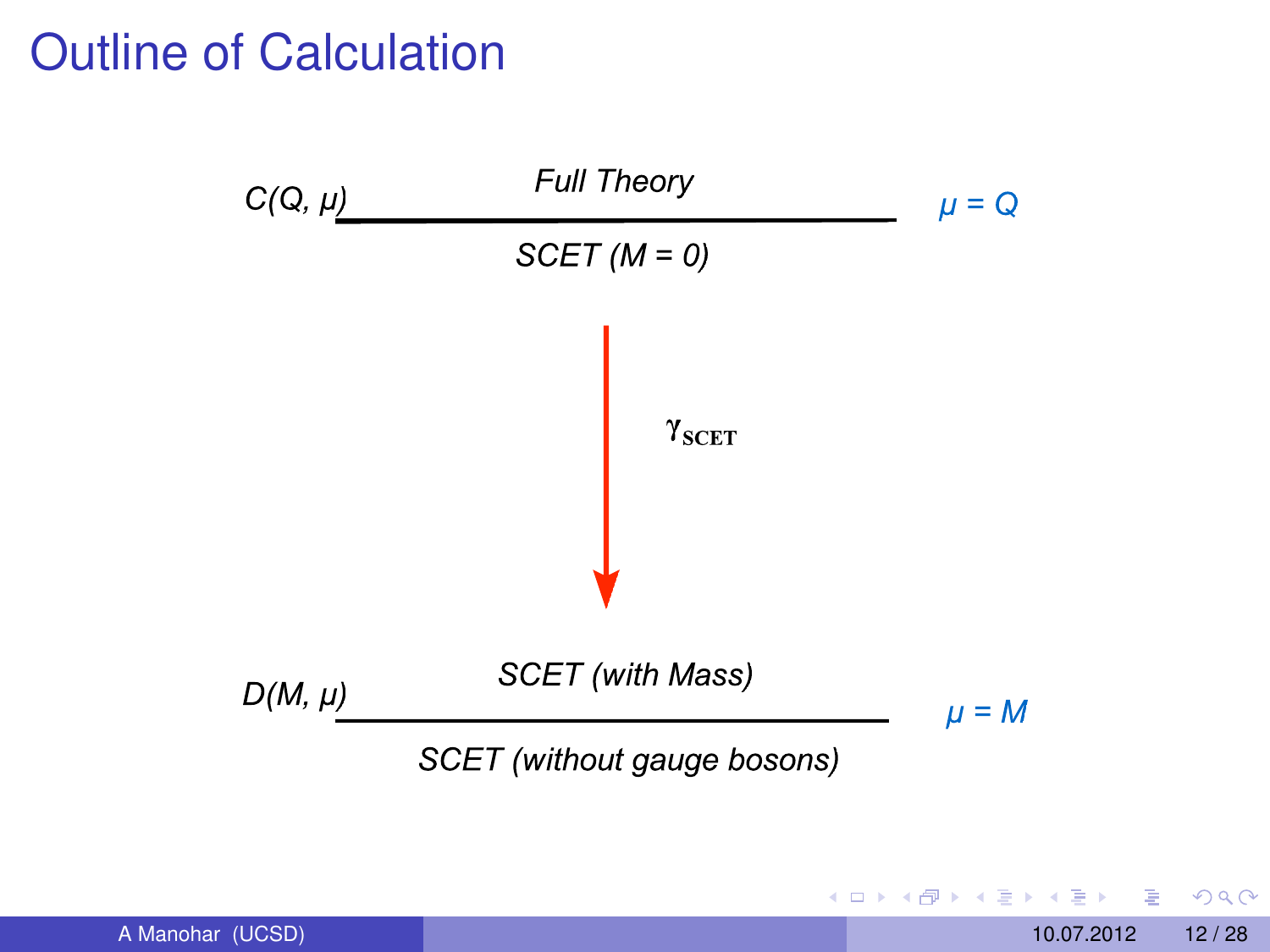# Outline of Calculation

$C(Q, \mu)$ — *Full Theory* / *SCET (M = 0)* — $\mu = Q$

$\gamma_{\text{SCET}}$

$D(M, \mu)$ — *SCET (with Mass)* / *SCET (without gauge bosons)* — $\mu = M$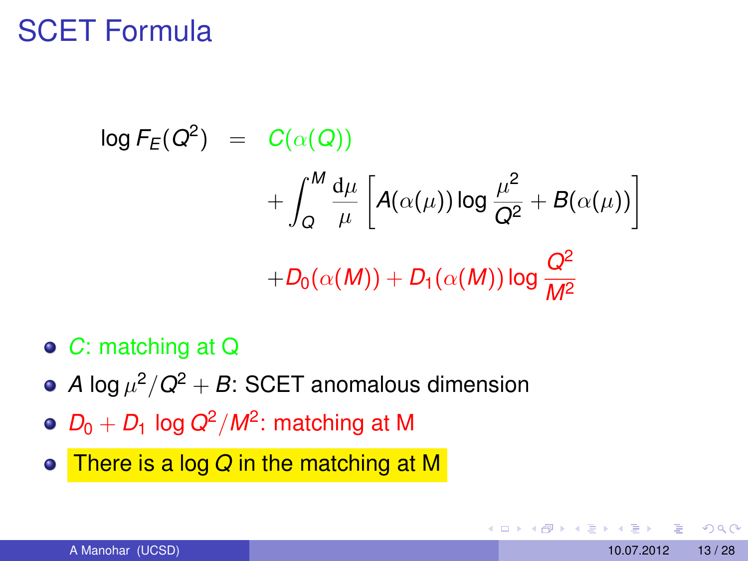# SCET Formula

$$
\begin{aligned}
\log F_E(Q^2) \quad &= \quad C(\alpha(Q)) \\
&\quad + \int_Q^M \frac{\mathrm{d}\mu}{\mu} \left[ A(\alpha(\mu)) \log \frac{\mu^2}{Q^2} + B(\alpha(\mu)) \right] \\
&\quad + D_0(\alpha(M)) + D_1(\alpha(M)) \log \frac{Q^2}{M^2}
\end{aligned}
$$

- $C$: matching at Q
- $A \log \mu^2/Q^2 + B$: SCET anomalous dimension
- $D_0 + D_1 \log Q^2/M^2$: matching at M
- There is a $\log Q$ in the matching at M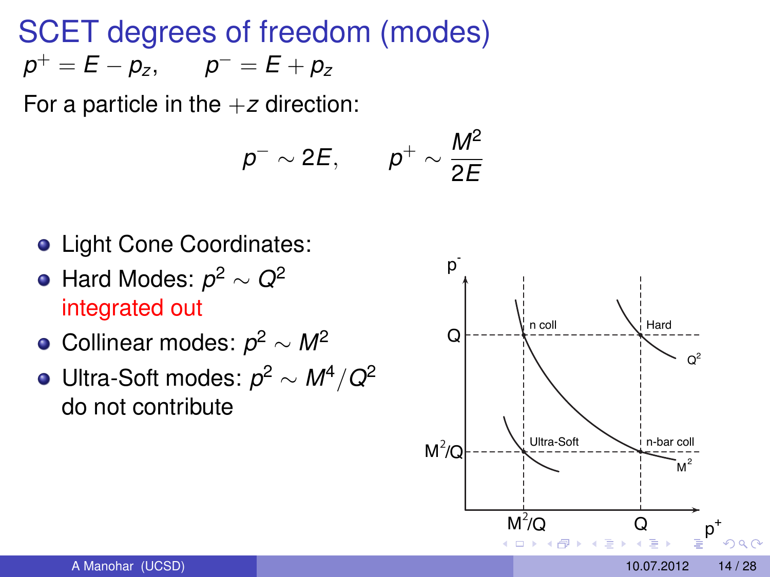# SCET degrees of freedom (modes)

$$p^+ = E - p_z, \qquad p^- = E + p_z$$

For a particle in the $+z$ direction:

$$p^- \sim 2E, \qquad p^+ \sim \frac{M^2}{2E}$$

- Light Cone Coordinates:
- Hard Modes: $p^2 \sim Q^2$
  integrated out
- Collinear modes: $p^2 \sim M^2$
- Ultra-Soft modes: $p^2 \sim M^4/Q^2$
  do not contribute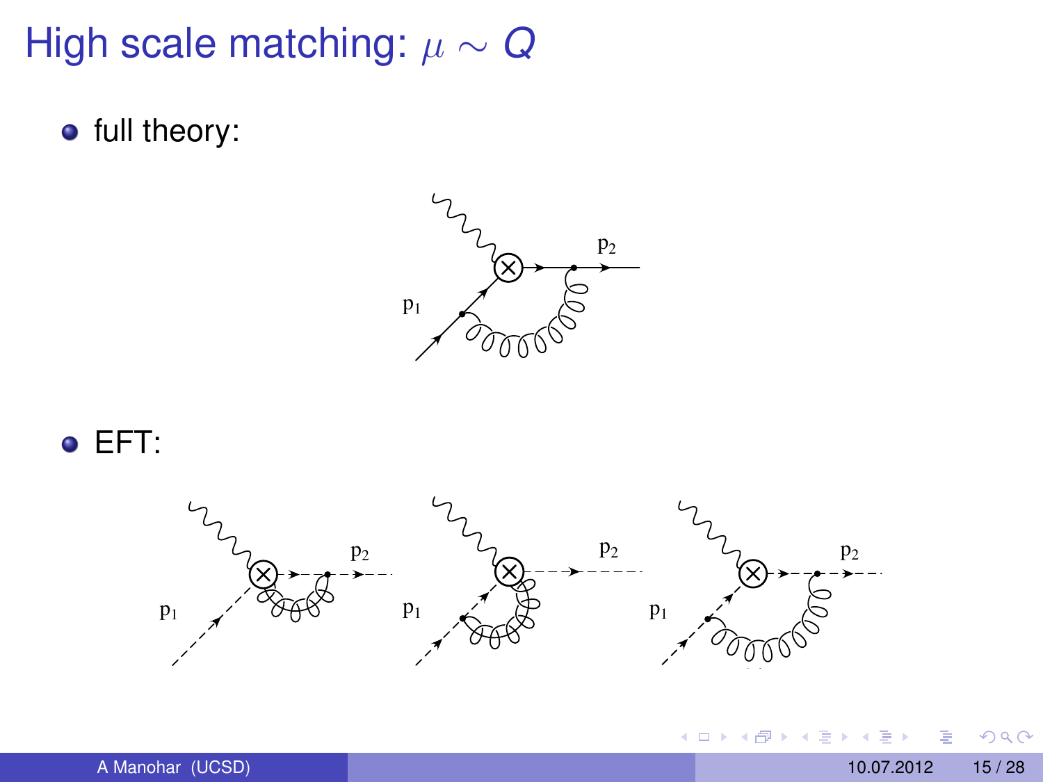# High scale matching: $\mu \sim Q$

- full theory:

- EFT: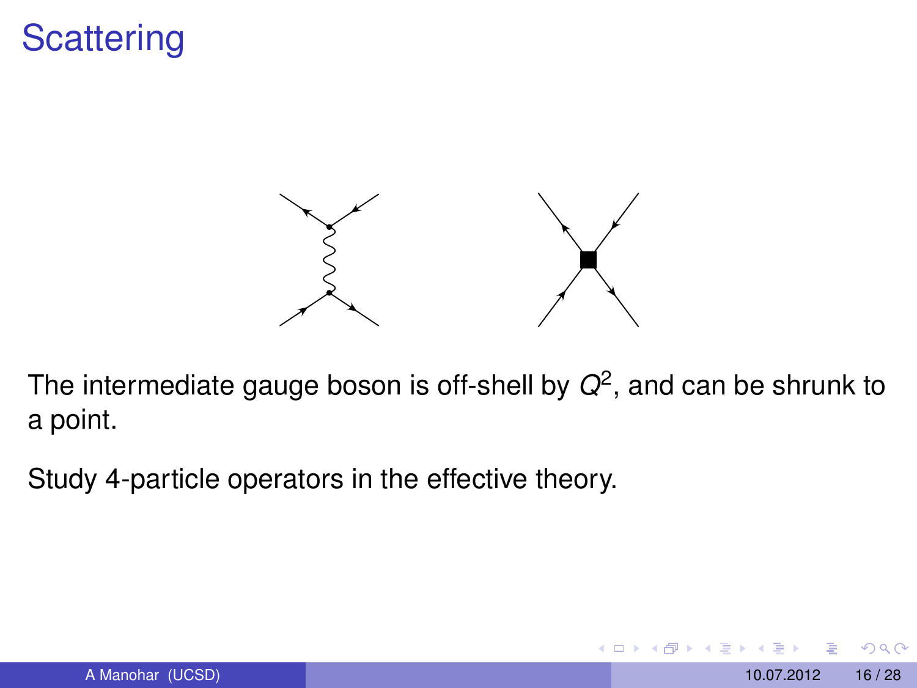# Scattering

The intermediate gauge boson is off-shell by $Q^2$, and can be shrunk to a point.

Study 4-particle operators in the effective theory.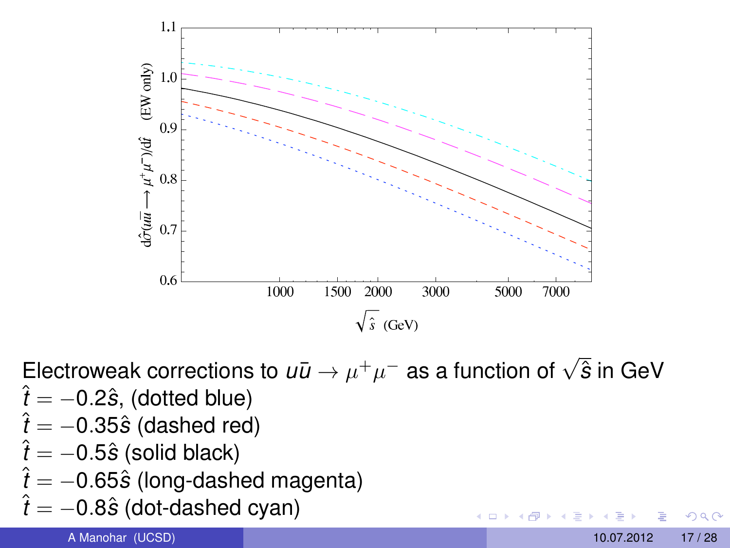Electroweak corrections to $u\bar{u} \to \mu^+\mu^-$ as a function of $\sqrt{\hat{s}}$ in GeV

$\hat{t} = -0.2\hat{s}$, (dotted blue)
$\hat{t} = -0.35\hat{s}$ (dashed red)
$\hat{t} = -0.5\hat{s}$ (solid black)
$\hat{t} = -0.65\hat{s}$ (long-dashed magenta)
$\hat{t} = -0.8\hat{s}$ (dot-dashed cyan)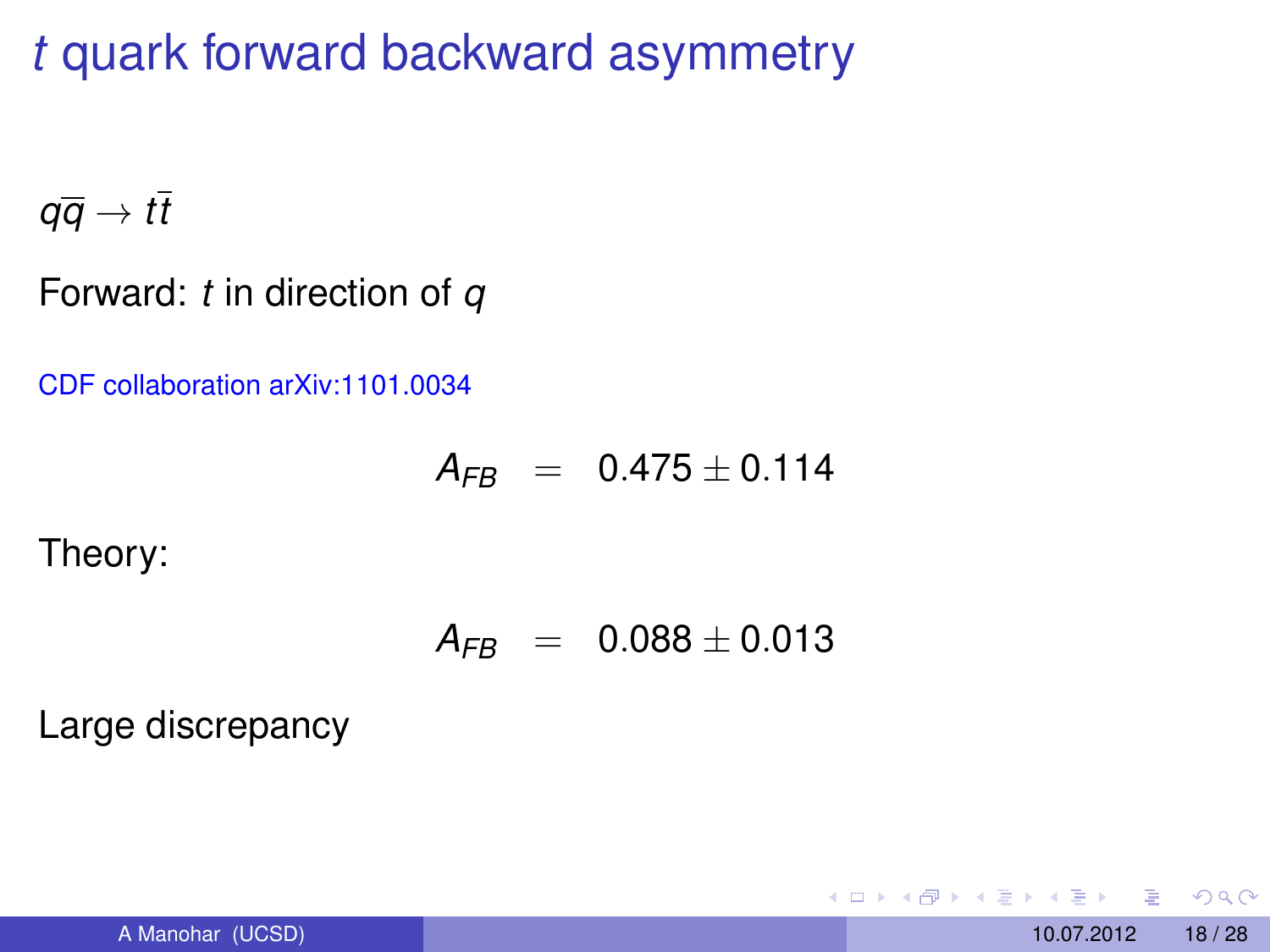# $t$ quark forward backward asymmetry

$q\bar{q} \to t\bar{t}$

Forward: $t$ in direction of $q$

CDF collaboration arXiv:1101.0034

$$A_{FB} = 0.475 \pm 0.114$$

Theory:

$$A_{FB} = 0.088 \pm 0.013$$

Large discrepancy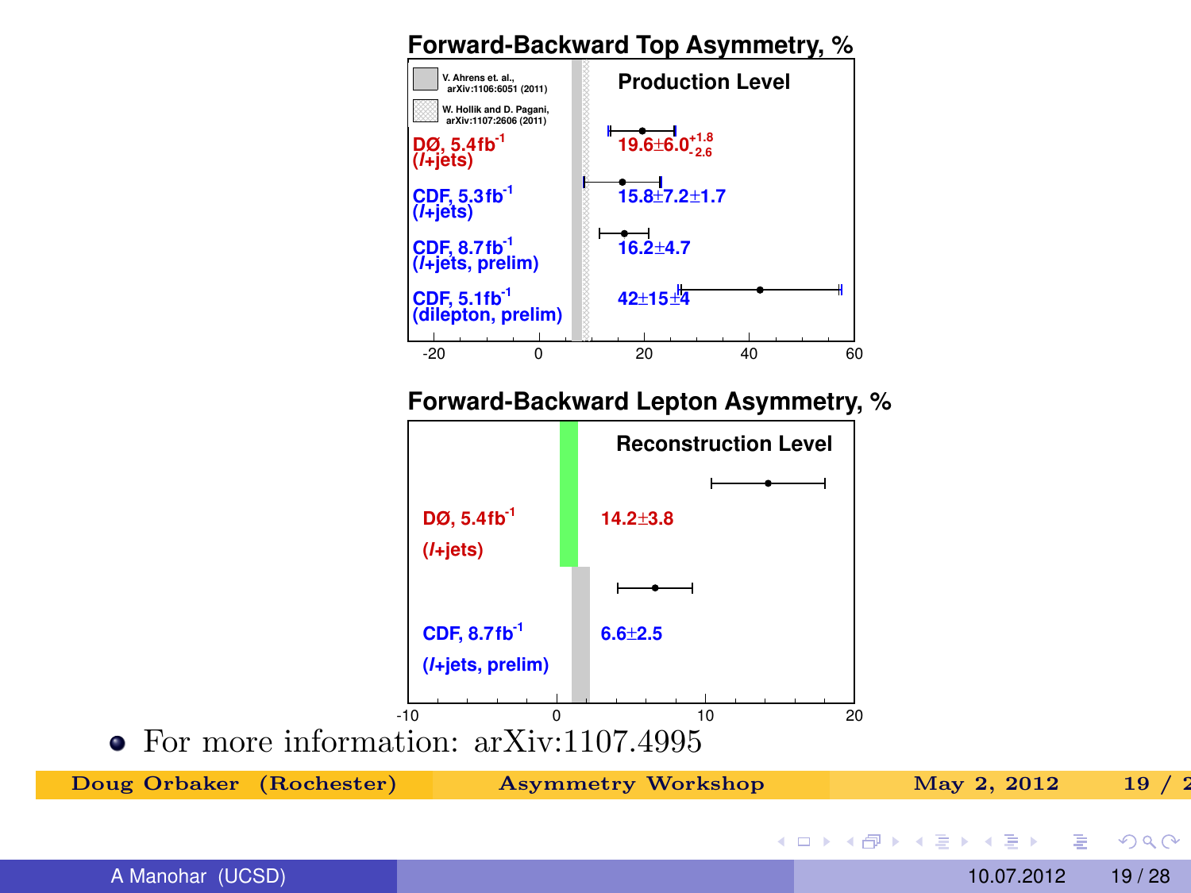**Forward-Backward Top Asymmetry, %**

Production Level

- V. Ahrens et. al., arXiv:1106:6051 (2011)
- W. Hollik and D. Pagani, arXiv:1107:2606 (2011)

| Experiment | Value |
|---|---|
| DØ, 5.4 $fb^{-1}$ ($l$+jets) | $19.6 \pm 6.0^{+1.8}_{-2.6}$ |
| CDF, 5.3 $fb^{-1}$ ($l$+jets) | $15.8 \pm 7.2 \pm 1.7$ |
| CDF, 8.7 $fb^{-1}$ ($l$+jets, prelim) | $16.2 \pm 4.7$ |
| CDF, 5.1 $fb^{-1}$ (dilepton, prelim) | $42 \pm 15 \pm 4$ |

**Forward-Backward Lepton Asymmetry, %**

Reconstruction Level

| Experiment | Value |
|---|---|
| DØ, 5.4 $fb^{-1}$ ($l$+jets) | $14.2 \pm 3.8$ |
| CDF, 8.7 $fb^{-1}$ ($l$+jets, prelim) | $6.6 \pm 2.5$ |

- For more information: arXiv:1107.4995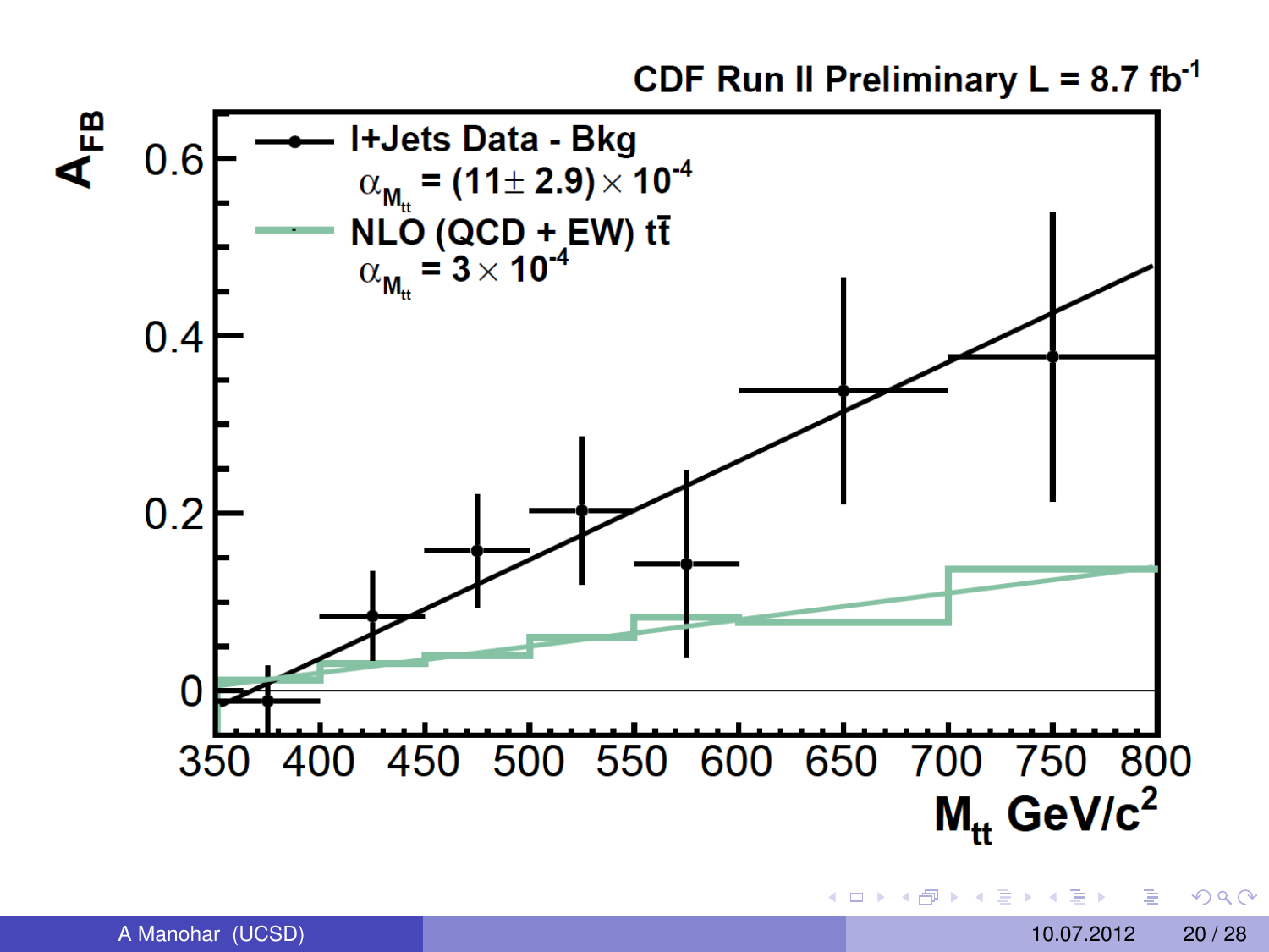CDF Run II Preliminary $L = 8.7\ \mathrm{fb}^{-1}$

- l+Jets Data - Bkg: $\alpha_{M_{tt}} = (11 \pm 2.9) \times 10^{-4}$
- NLO (QCD + EW) $t\bar{t}$: $\alpha_{M_{tt}} = 3 \times 10^{-4}$

$A_{FB}$ vs. $M_{tt}$ GeV/$c^2$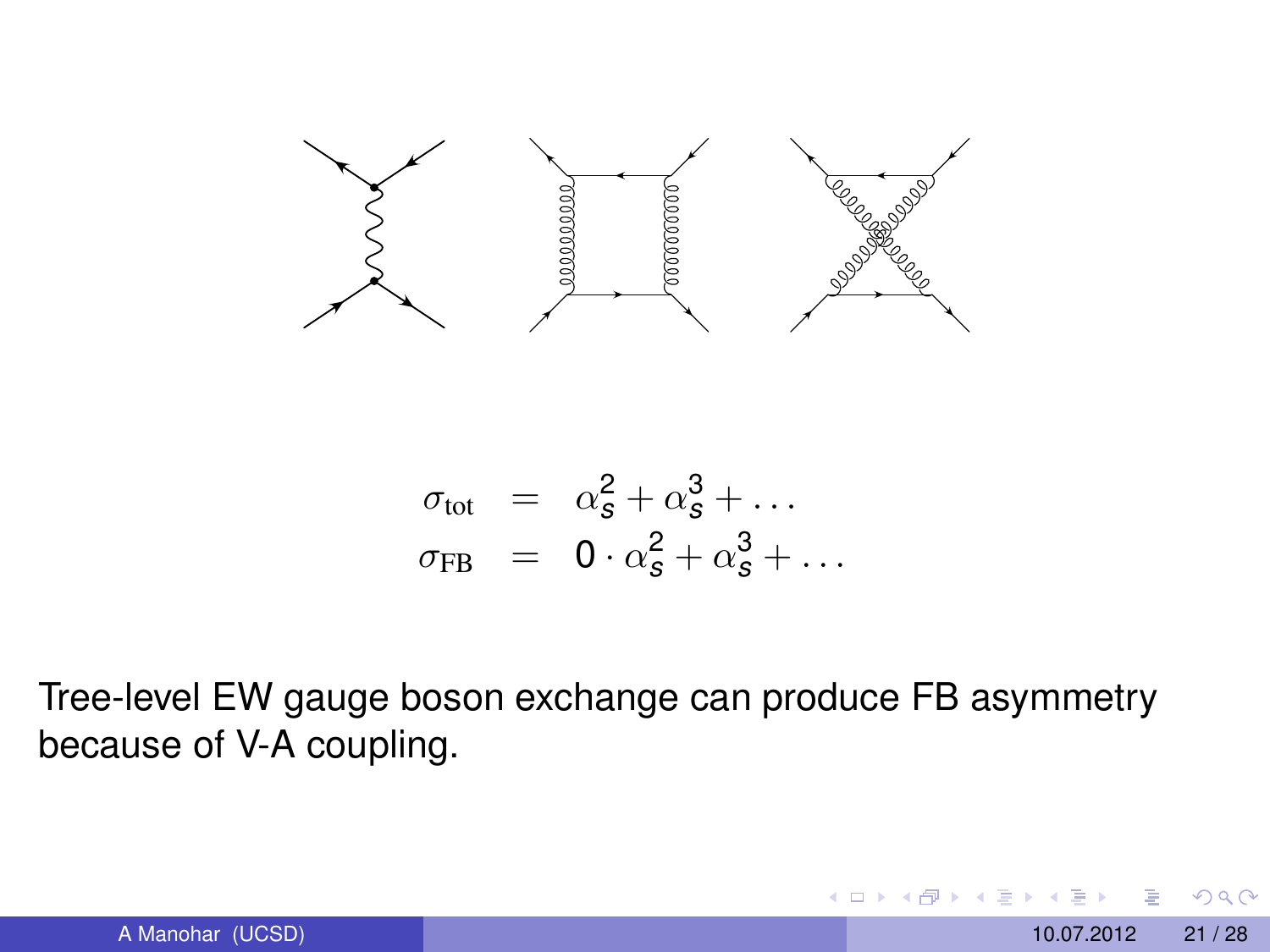$$
\begin{aligned}
\sigma_{\text{tot}} &= \alpha_s^2 + \alpha_s^3 + \ldots \\
\sigma_{\text{FB}} &= 0 \cdot \alpha_s^2 + \alpha_s^3 + \ldots
\end{aligned}
$$

Tree-level EW gauge boson exchange can produce FB asymmetry because of V-A coupling.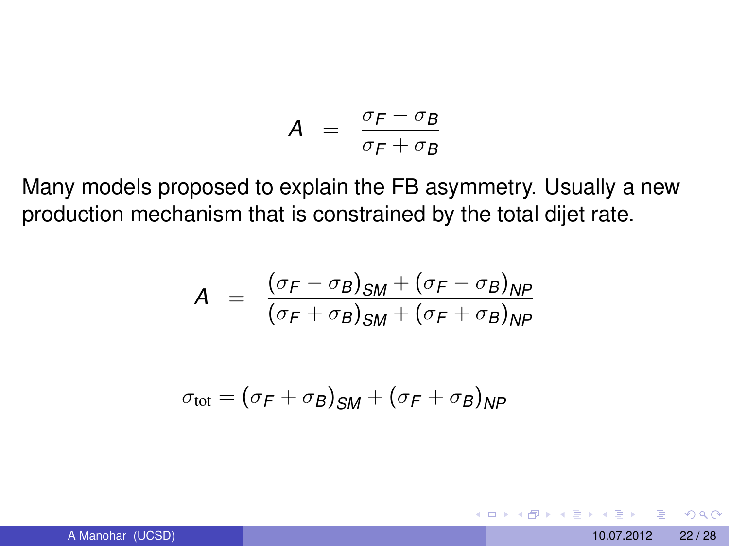$$A = \frac{\sigma_F - \sigma_B}{\sigma_F + \sigma_B}$$

Many models proposed to explain the FB asymmetry. Usually a new production mechanism that is constrained by the total dijet rate.

$$A = \frac{(\sigma_F - \sigma_B)_{SM} + (\sigma_F - \sigma_B)_{NP}}{(\sigma_F + \sigma_B)_{SM} + (\sigma_F + \sigma_B)_{NP}}$$

$$\sigma_{\text{tot}} = (\sigma_F + \sigma_B)_{SM} + (\sigma_F + \sigma_B)_{NP}$$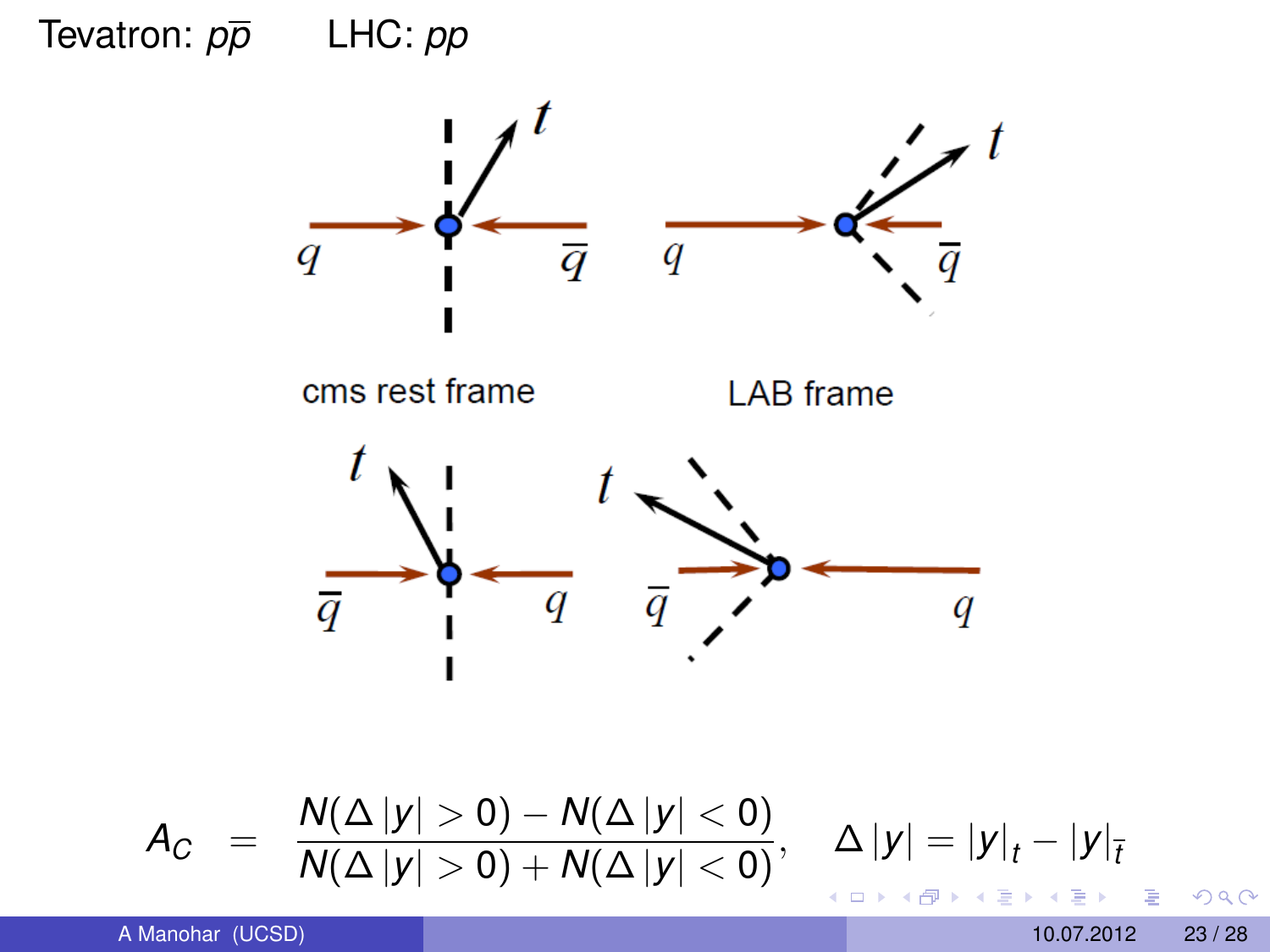Tevatron: $p\bar{p}$ LHC: $pp$

cms rest frame

LAB frame

$$A_C = \frac{N(\Delta|y| > 0) - N(\Delta|y| < 0)}{N(\Delta|y| > 0) + N(\Delta|y| < 0)}, \quad \Delta|y| = |y|_t - |y|_{\bar{t}}$$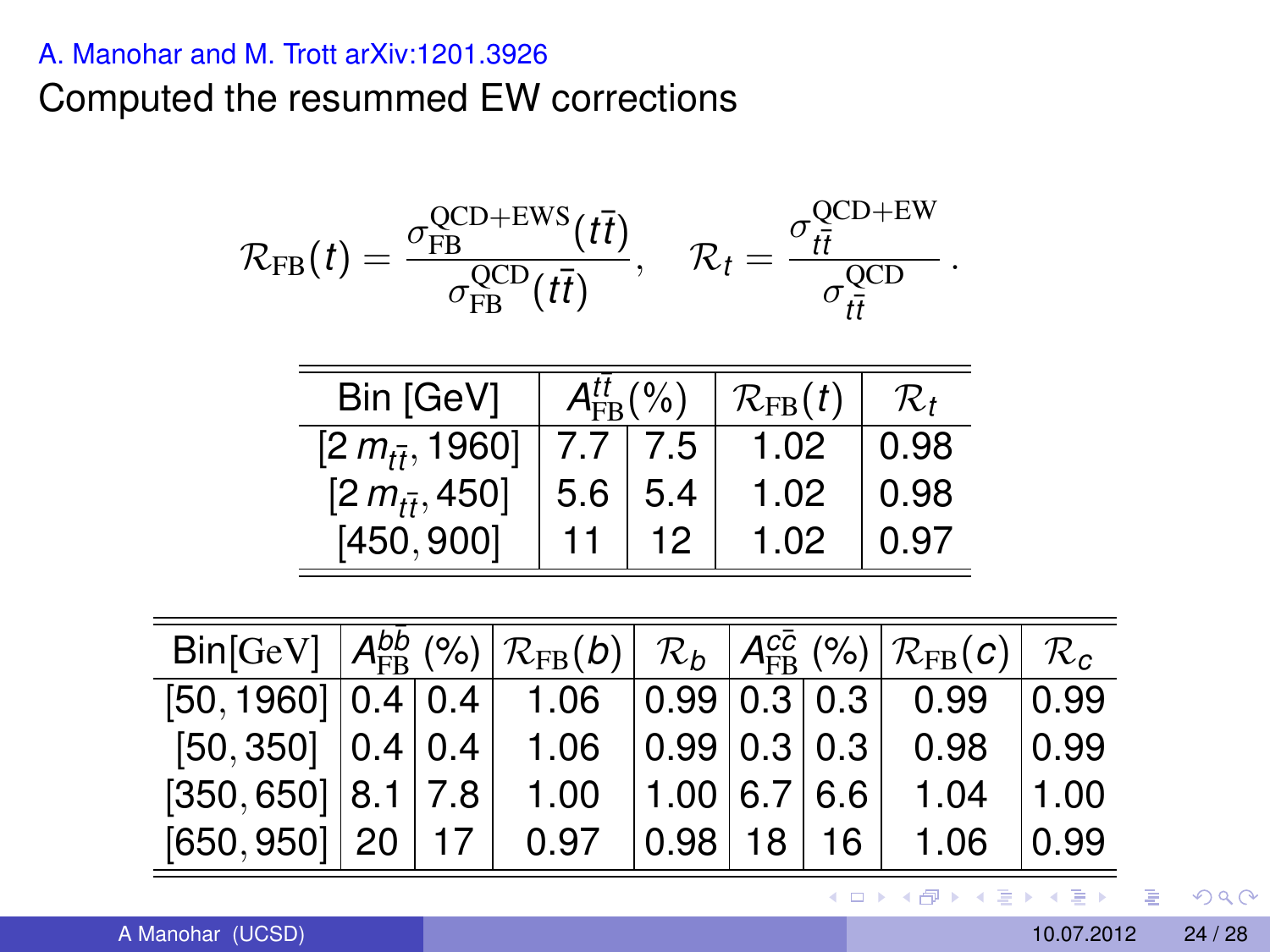A. Manohar and M. Trott arXiv:1201.3926

Computed the resummed EW corrections

$$\mathcal{R}_{\mathrm{FB}}(t) = \frac{\sigma_{\mathrm{FB}}^{\mathrm{QCD+EWS}}(t\bar{t})}{\sigma_{\mathrm{FB}}^{\mathrm{QCD}}(t\bar{t})}, \quad \mathcal{R}_t = \frac{\sigma_{t\bar{t}}^{\mathrm{QCD+EW}}}{\sigma_{t\bar{t}}^{\mathrm{QCD}}}.$$

| Bin [GeV] | $A_{\mathrm{FB}}^{t\bar{t}}(\%)$ | | $\mathcal{R}_{\mathrm{FB}}(t)$ | $\mathcal{R}_t$ |
|---|---|---|---|---|
| $[2\,m_{t\bar{t}}, 1960]$ | 7.7 | 7.5 | 1.02 | 0.98 |
| $[2\,m_{t\bar{t}}, 450]$ | 5.6 | 5.4 | 1.02 | 0.98 |
| $[450, 900]$ | 11 | 12 | 1.02 | 0.97 |

| Bin[GeV] | $A_{\mathrm{FB}}^{b\bar{b}}$ (%) | | $\mathcal{R}_{\mathrm{FB}}(b)$ | $\mathcal{R}_b$ | $A_{\mathrm{FB}}^{c\bar{c}}$ (%) | | $\mathcal{R}_{\mathrm{FB}}(c)$ | $\mathcal{R}_c$ |
|---|---|---|---|---|---|---|---|---|
| $[50, 1960]$ | 0.4 | 0.4 | 1.06 | 0.99 | 0.3 | 0.3 | 0.99 | 0.99 |
| $[50, 350]$ | 0.4 | 0.4 | 1.06 | 0.99 | 0.3 | 0.3 | 0.98 | 0.99 |
| $[350, 650]$ | 8.1 | 7.8 | 1.00 | 1.00 | 6.7 | 6.6 | 1.04 | 1.00 |
| $[650, 950]$ | 20 | 17 | 0.97 | 0.98 | 18 | 16 | 1.06 | 0.99 |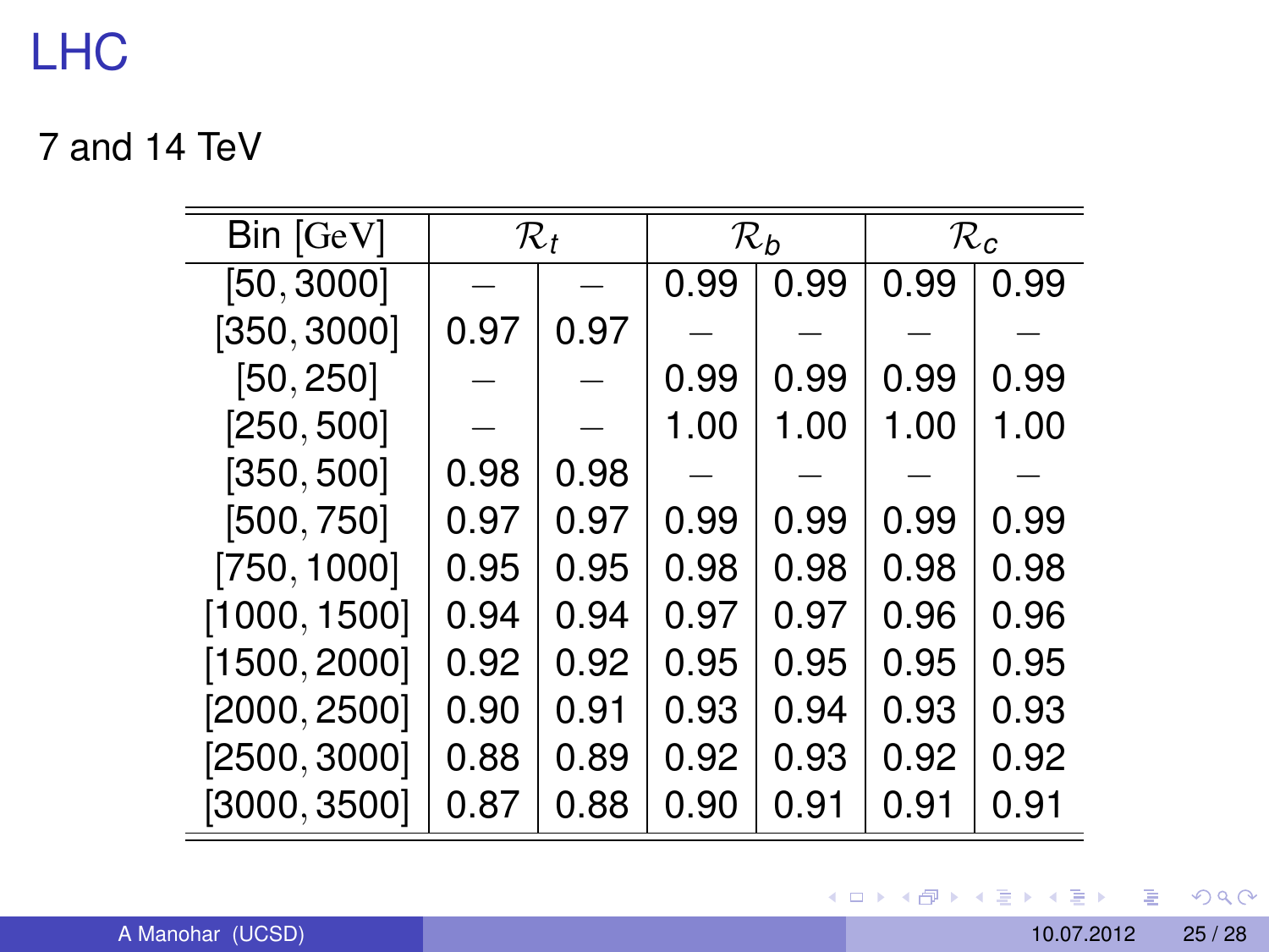# LHC

7 and 14 TeV

| Bin [GeV] | $\mathcal{R}_t$ | | $\mathcal{R}_b$ | | $\mathcal{R}_c$ | |
|---|---|---|---|---|---|---|
| [50, 3000] | – | – | 0.99 | 0.99 | 0.99 | 0.99 |
| [350, 3000] | 0.97 | 0.97 | – | – | – | – |
| [50, 250] | – | – | 0.99 | 0.99 | 0.99 | 0.99 |
| [250, 500] | – | – | 1.00 | 1.00 | 1.00 | 1.00 |
| [350, 500] | 0.98 | 0.98 | – | – | – | – |
| [500, 750] | 0.97 | 0.97 | 0.99 | 0.99 | 0.99 | 0.99 |
| [750, 1000] | 0.95 | 0.95 | 0.98 | 0.98 | 0.98 | 0.98 |
| [1000, 1500] | 0.94 | 0.94 | 0.97 | 0.97 | 0.96 | 0.96 |
| [1500, 2000] | 0.92 | 0.92 | 0.95 | 0.95 | 0.95 | 0.95 |
| [2000, 2500] | 0.90 | 0.91 | 0.93 | 0.94 | 0.93 | 0.93 |
| [2500, 3000] | 0.88 | 0.89 | 0.92 | 0.93 | 0.92 | 0.92 |
| [3000, 3500] | 0.87 | 0.88 | 0.90 | 0.91 | 0.91 | 0.91 |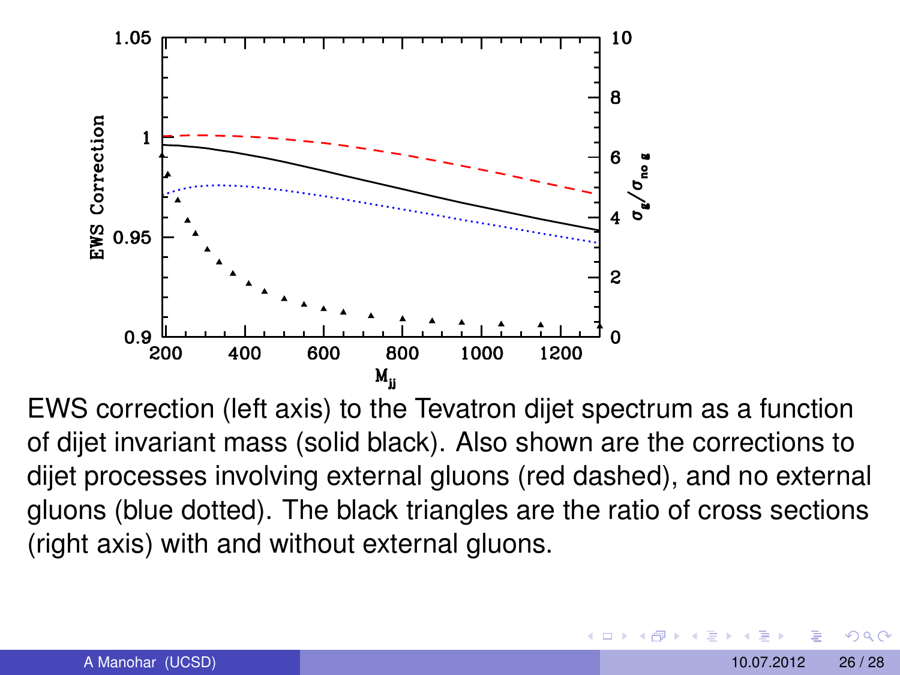EWS correction (left axis) to the Tevatron dijet spectrum as a function of dijet invariant mass (solid black). Also shown are the corrections to dijet processes involving external gluons (red dashed), and no external gluons (blue dotted). The black triangles are the ratio of cross sections (right axis) with and without external gluons.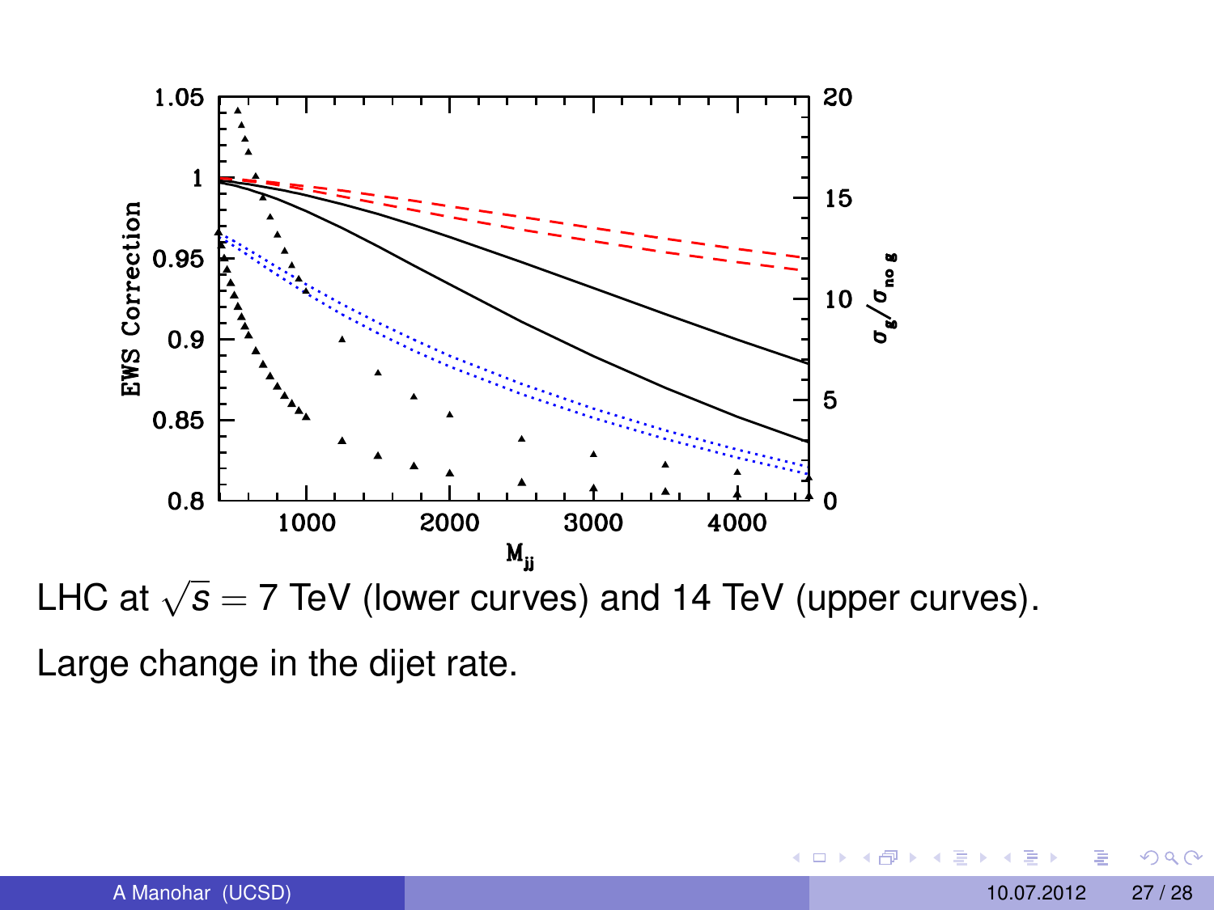LHC at $\sqrt{s} = 7$ TeV (lower curves) and 14 TeV (upper curves).

Large change in the dijet rate.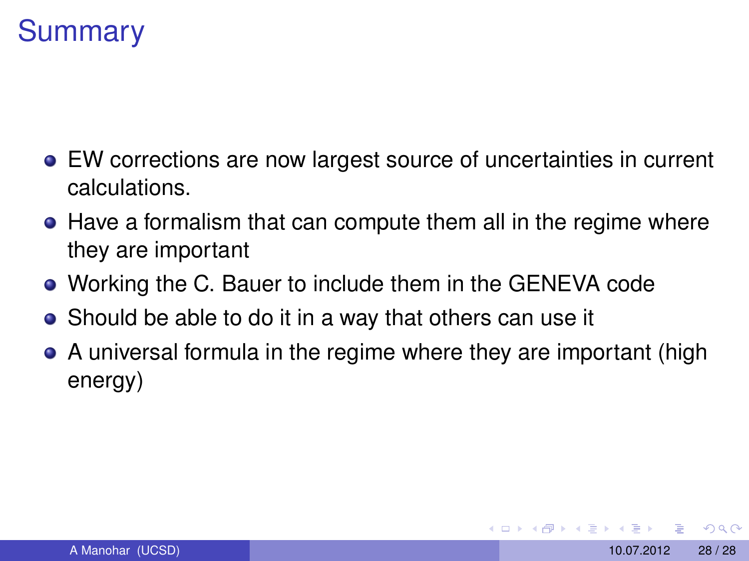# Summary

- EW corrections are now largest source of uncertainties in current calculations.
- Have a formalism that can compute them all in the regime where they are important
- Working the C. Bauer to include them in the GENEVA code
- Should be able to do it in a way that others can use it
- A universal formula in the regime where they are important (high energy)